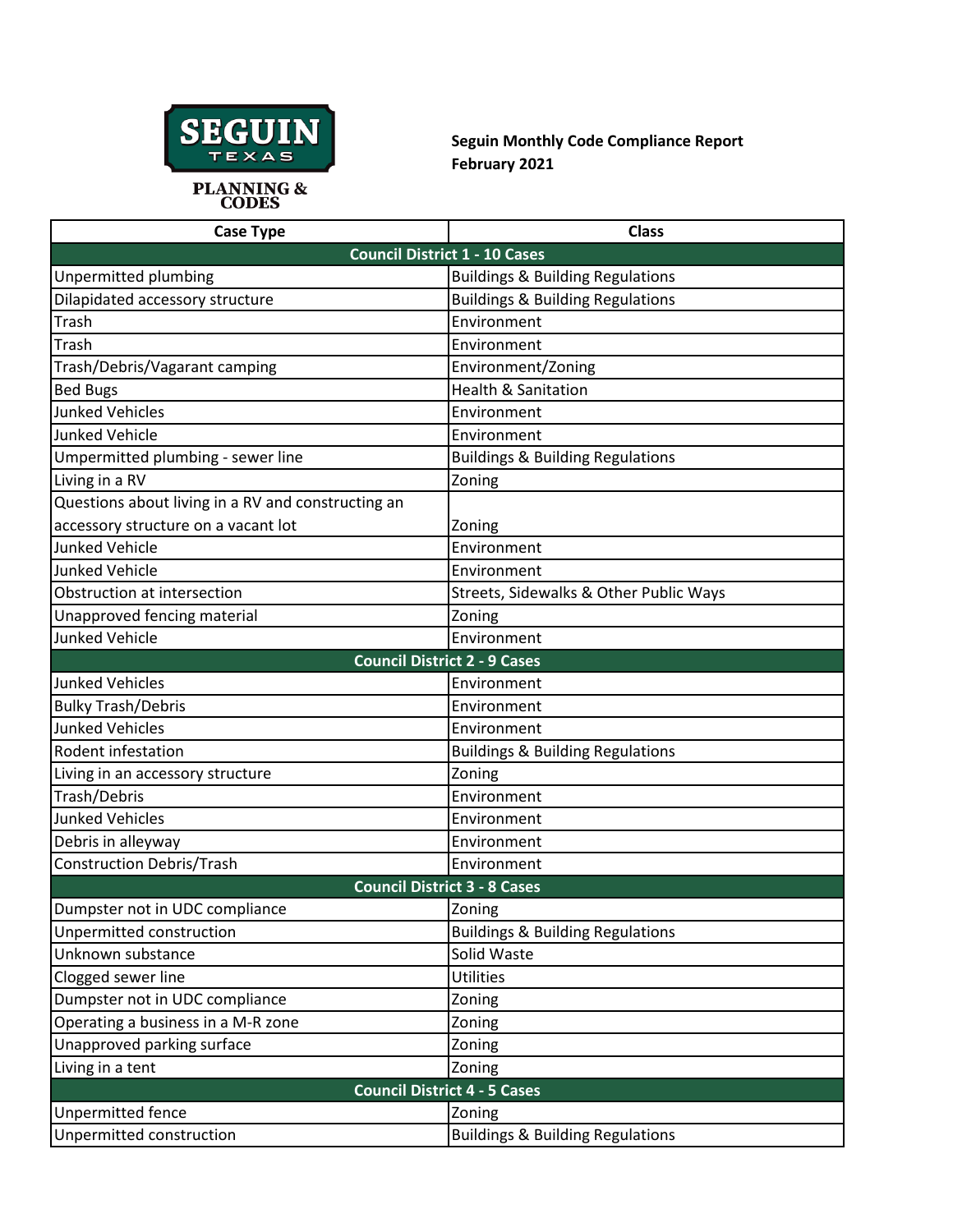SEGUIN TEXAS

PLANNING & CODES

**Seguin Monthly Code Compliance Report**
**February 2021**

| Case Type | Class |
|---|---|
| **Council District 1 - 10 Cases** | |
| Unpermitted plumbing | Buildings & Building Regulations |
| Dilapidated accessory structure | Buildings & Building Regulations |
| Trash | Environment |
| Trash | Environment |
| Trash/Debris/Vagarant camping | Environment/Zoning |
| Bed Bugs | Health & Sanitation |
| Junked Vehicles | Environment |
| Junked Vehicle | Environment |
| Umpermitted plumbing - sewer line | Buildings & Building Regulations |
| Living in a RV | Zoning |
| Questions about living in a RV and constructing an accessory structure on a vacant lot | Zoning |
| Junked Vehicle | Environment |
| Junked Vehicle | Environment |
| Obstruction at intersection | Streets, Sidewalks & Other Public Ways |
| Unapproved fencing material | Zoning |
| Junked Vehicle | Environment |
| **Council District 2 - 9 Cases** | |
| Junked Vehicles | Environment |
| Bulky Trash/Debris | Environment |
| Junked Vehicles | Environment |
| Rodent infestation | Buildings & Building Regulations |
| Living in an accessory structure | Zoning |
| Trash/Debris | Environment |
| Junked Vehicles | Environment |
| Debris in alleyway | Environment |
| Construction Debris/Trash | Environment |
| **Council District 3 - 8 Cases** | |
| Dumpster not in UDC compliance | Zoning |
| Unpermitted construction | Buildings & Building Regulations |
| Unknown substance | Solid Waste |
| Clogged sewer line | Utilities |
| Dumpster not in UDC compliance | Zoning |
| Operating a business in a M-R zone | Zoning |
| Unapproved parking surface | Zoning |
| Living in a tent | Zoning |
| **Council District 4 - 5 Cases** | |
| Unpermitted fence | Zoning |
| Unpermitted construction | Buildings & Building Regulations |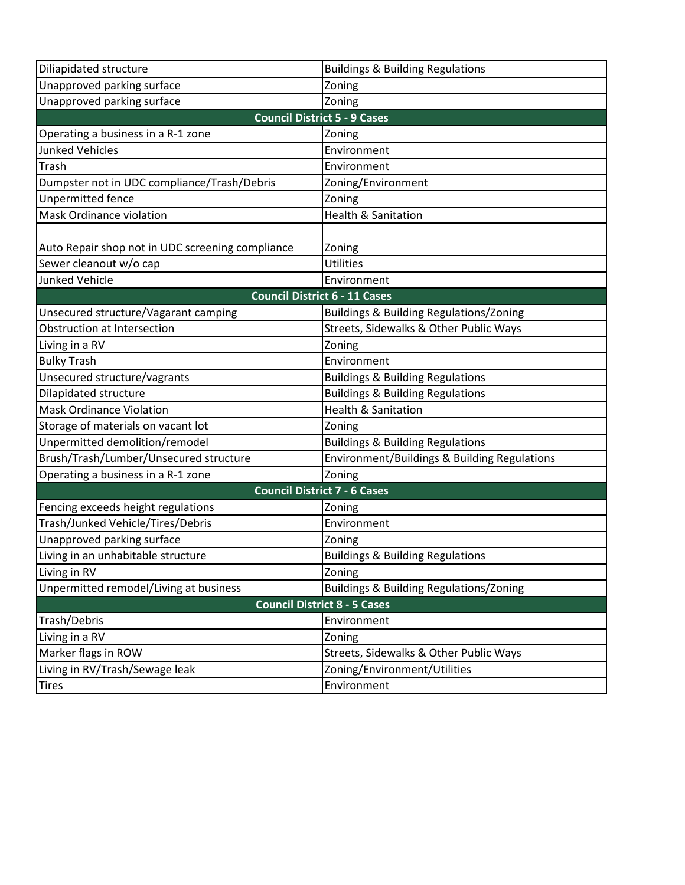| | |
|---|---|
| Diliapidated structure | Buildings & Building Regulations |
| Unapproved parking surface | Zoning |
| Unapproved parking surface | Zoning |
| **Council District 5 - 9 Cases** | |
| Operating a business in a R-1 zone | Zoning |
| Junked Vehicles | Environment |
| Trash | Environment |
| Dumpster not in UDC compliance/Trash/Debris | Zoning/Environment |
| Unpermitted fence | Zoning |
| Mask Ordinance violation | Health & Sanitation |
| Auto Repair shop not in UDC screening compliance | Zoning |
| Sewer cleanout w/o cap | Utilities |
| Junked Vehicle | Environment |
| **Council District 6 - 11 Cases** | |
| Unsecured structure/Vagarant camping | Buildings & Building Regulations/Zoning |
| Obstruction at Intersection | Streets, Sidewalks & Other Public Ways |
| Living in a RV | Zoning |
| Bulky Trash | Environment |
| Unsecured structure/vagrants | Buildings & Building Regulations |
| Dilapidated structure | Buildings & Building Regulations |
| Mask Ordinance Violation | Health & Sanitation |
| Storage of materials on vacant lot | Zoning |
| Unpermitted demolition/remodel | Buildings & Building Regulations |
| Brush/Trash/Lumber/Unsecured structure | Environment/Buildings & Building Regulations |
| Operating a business in a R-1 zone | Zoning |
| **Council District 7 - 6 Cases** | |
| Fencing exceeds height regulations | Zoning |
| Trash/Junked Vehicle/Tires/Debris | Environment |
| Unapproved parking surface | Zoning |
| Living in an unhabitable structure | Buildings & Building Regulations |
| Living in RV | Zoning |
| Unpermitted remodel/Living at business | Buildings & Building Regulations/Zoning |
| **Council District 8 - 5 Cases** | |
| Trash/Debris | Environment |
| Living in a RV | Zoning |
| Marker flags in ROW | Streets, Sidewalks & Other Public Ways |
| Living in RV/Trash/Sewage leak | Zoning/Environment/Utilities |
| Tires | Environment |